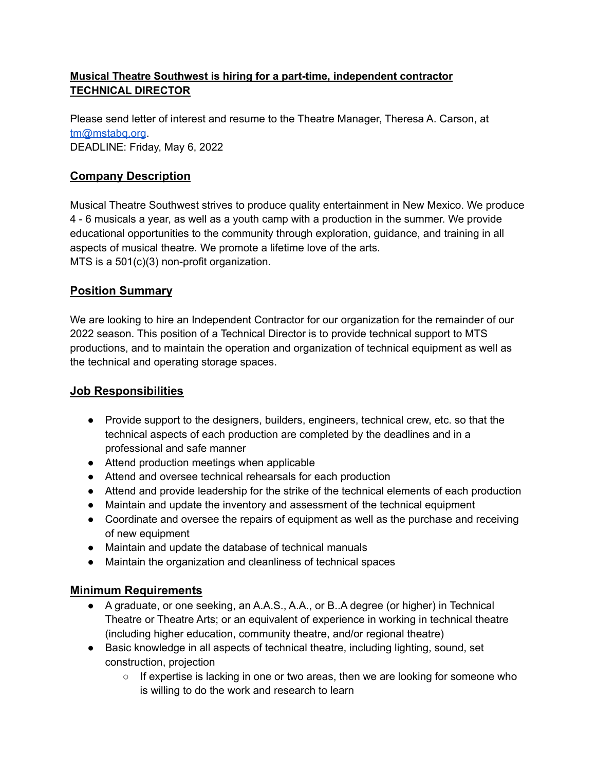**Musical Theatre Southwest is hiring for a part-time, independent contractor TECHNICAL DIRECTOR**

Please send letter of interest and resume to the Theatre Manager, Theresa A. Carson, at [tm@mstabq.org](mailto:tm@mstabq.org).
DEADLINE: Friday, May 6, 2022

## Company Description

Musical Theatre Southwest strives to produce quality entertainment in New Mexico. We produce 4 - 6 musicals a year, as well as a youth camp with a production in the summer. We provide educational opportunities to the community through exploration, guidance, and training in all aspects of musical theatre. We promote a lifetime love of the arts.
MTS is a 501(c)(3) non-profit organization.

## Position Summary

We are looking to hire an Independent Contractor for our organization for the remainder of our 2022 season. This position of a Technical Director is to provide technical support to MTS productions, and to maintain the operation and organization of technical equipment as well as the technical and operating storage spaces.

## Job Responsibilities

- Provide support to the designers, builders, engineers, technical crew, etc. so that the technical aspects of each production are completed by the deadlines and in a professional and safe manner
- Attend production meetings when applicable
- Attend and oversee technical rehearsals for each production
- Attend and provide leadership for the strike of the technical elements of each production
- Maintain and update the inventory and assessment of the technical equipment
- Coordinate and oversee the repairs of equipment as well as the purchase and receiving of new equipment
- Maintain and update the database of technical manuals
- Maintain the organization and cleanliness of technical spaces

## Minimum Requirements

- A graduate, or one seeking, an A.A.S., A.A., or B..A degree (or higher) in Technical Theatre or Theatre Arts; or an equivalent of experience in working in technical theatre (including higher education, community theatre, and/or regional theatre)
- Basic knowledge in all aspects of technical theatre, including lighting, sound, set construction, projection
    - If expertise is lacking in one or two areas, then we are looking for someone who is willing to do the work and research to learn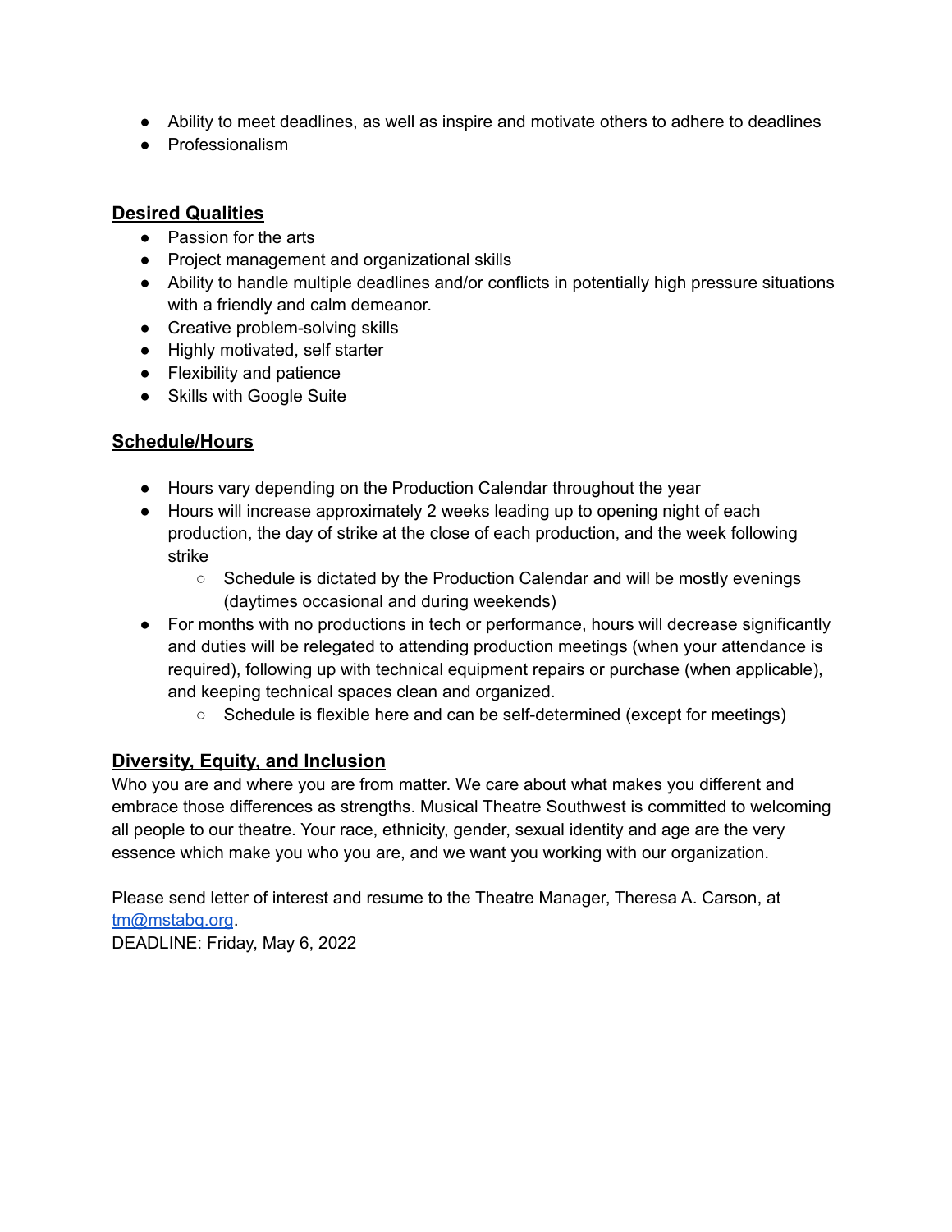- Ability to meet deadlines, as well as inspire and motivate others to adhere to deadlines
- Professionalism

## Desired Qualities

- Passion for the arts
- Project management and organizational skills
- Ability to handle multiple deadlines and/or conflicts in potentially high pressure situations with a friendly and calm demeanor.
- Creative problem-solving skills
- Highly motivated, self starter
- Flexibility and patience
- Skills with Google Suite

## Schedule/Hours

- Hours vary depending on the Production Calendar throughout the year
- Hours will increase approximately 2 weeks leading up to opening night of each production, the day of strike at the close of each production, and the week following strike
  - Schedule is dictated by the Production Calendar and will be mostly evenings (daytimes occasional and during weekends)
- For months with no productions in tech or performance, hours will decrease significantly and duties will be relegated to attending production meetings (when your attendance is required), following up with technical equipment repairs or purchase (when applicable), and keeping technical spaces clean and organized.
  - Schedule is flexible here and can be self-determined (except for meetings)

## Diversity, Equity, and Inclusion

Who you are and where you are from matter. We care about what makes you different and embrace those differences as strengths. Musical Theatre Southwest is committed to welcoming all people to our theatre. Your race, ethnicity, gender, sexual identity and age are the very essence which make you who you are, and we want you working with our organization.

Please send letter of interest and resume to the Theatre Manager, Theresa A. Carson, at tm@mstabq.org.
DEADLINE: Friday, May 6, 2022